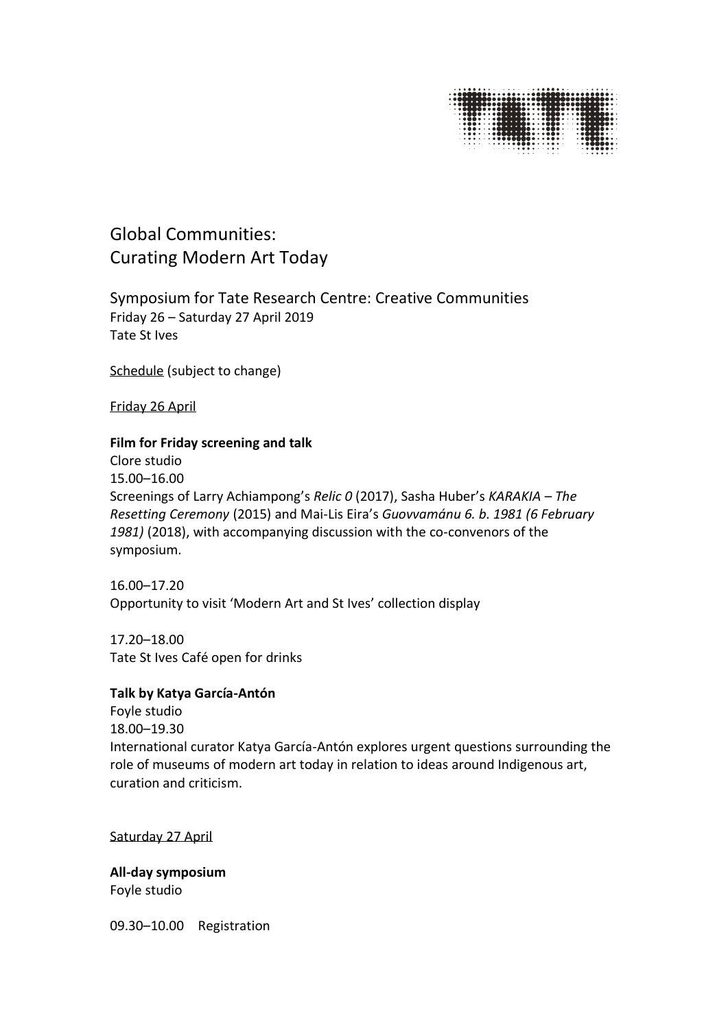# Global Communities:
# Curating Modern Art Today

## Symposium for Tate Research Centre: Creative Communities

Friday 26 – Saturday 27 April 2019
Tate St Ives

Schedule (subject to change)

### Friday 26 April

**Film for Friday screening and talk**
Clore studio
15.00–16.00
Screenings of Larry Achiampong's *Relic 0* (2017), Sasha Huber's *KARAKIA – The Resetting Ceremony* (2015) and Mai-Lis Eira's *Guovvamánu 6. b. 1981 (6 February 1981)* (2018), with accompanying discussion with the co-convenors of the symposium.

16.00–17.20
Opportunity to visit 'Modern Art and St Ives' collection display

17.20–18.00
Tate St Ives Café open for drinks

**Talk by Katya García-Antón**
Foyle studio
18.00–19.30
International curator Katya García-Antón explores urgent questions surrounding the role of museums of modern art today in relation to ideas around Indigenous art, curation and criticism.

### Saturday 27 April

**All-day symposium**
Foyle studio

09.30–10.00 Registration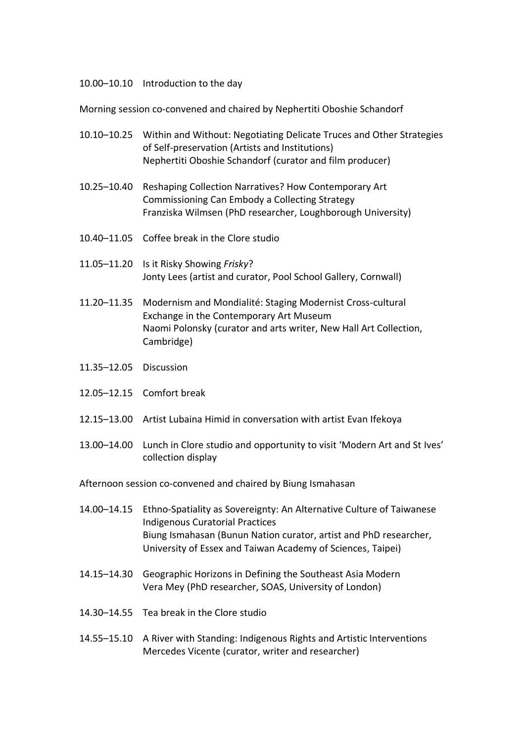10.00–10.10 Introduction to the day

Morning session co-convened and chaired by Nephertiti Oboshie Schandorf

10.10–10.25 Within and Without: Negotiating Delicate Truces and Other Strategies of Self-preservation (Artists and Institutions)
Nephertiti Oboshie Schandorf (curator and film producer)

10.25–10.40 Reshaping Collection Narratives? How Contemporary Art Commissioning Can Embody a Collecting Strategy
Franziska Wilmsen (PhD researcher, Loughborough University)

10.40–11.05 Coffee break in the Clore studio

11.05–11.20 Is it Risky Showing *Frisky*?
Jonty Lees (artist and curator, Pool School Gallery, Cornwall)

11.20–11.35 Modernism and Mondialité: Staging Modernist Cross-cultural Exchange in the Contemporary Art Museum
Naomi Polonsky (curator and arts writer, New Hall Art Collection, Cambridge)

11.35–12.05 Discussion

12.05–12.15 Comfort break

12.15–13.00 Artist Lubaina Himid in conversation with artist Evan Ifekoya

13.00–14.00 Lunch in Clore studio and opportunity to visit 'Modern Art and St Ives' collection display

Afternoon session co-convened and chaired by Biung Ismahasan

14.00–14.15 Ethno-Spatiality as Sovereignty: An Alternative Culture of Taiwanese Indigenous Curatorial Practices
Biung Ismahasan (Bunun Nation curator, artist and PhD researcher, University of Essex and Taiwan Academy of Sciences, Taipei)

14.15–14.30 Geographic Horizons in Defining the Southeast Asia Modern
Vera Mey (PhD researcher, SOAS, University of London)

14.30–14.55 Tea break in the Clore studio

14.55–15.10 A River with Standing: Indigenous Rights and Artistic Interventions
Mercedes Vicente (curator, writer and researcher)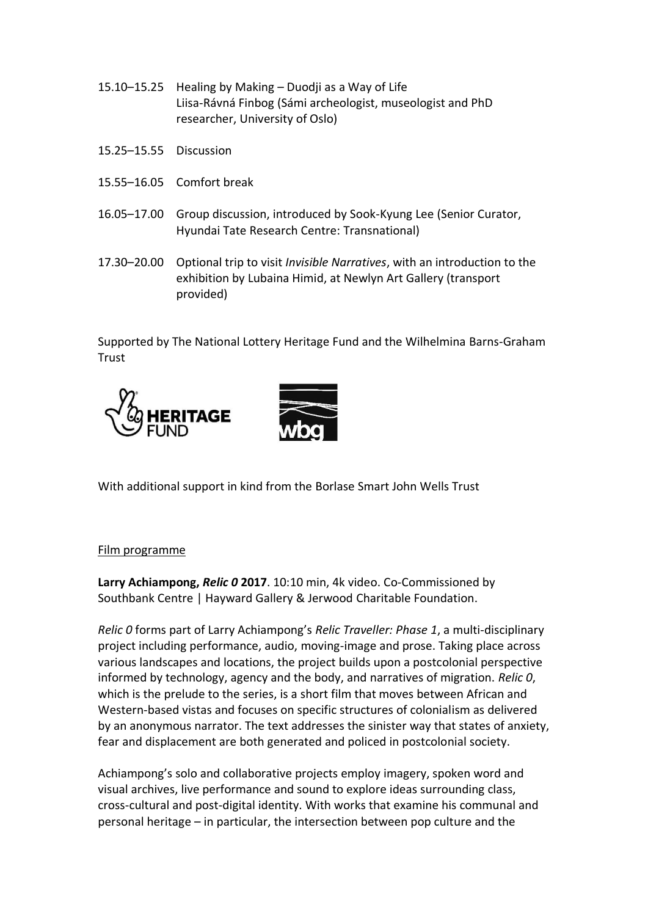15.10–15.25 Healing by Making – Duodji as a Way of Life
Liisa-Rávná Finbog (Sámi archeologist, museologist and PhD researcher, University of Oslo)

15.25–15.55 Discussion

15.55–16.05 Comfort break

16.05–17.00 Group discussion, introduced by Sook-Kyung Lee (Senior Curator, Hyundai Tate Research Centre: Transnational)

17.30–20.00 Optional trip to visit *Invisible Narratives*, with an introduction to the exhibition by Lubaina Himid, at Newlyn Art Gallery (transport provided)

Supported by The National Lottery Heritage Fund and the Wilhelmina Barns-Graham Trust

With additional support in kind from the Borlase Smart John Wells Trust

Film programme

**Larry Achiampong, *Relic 0* 2017**. 10:10 min, 4k video. Co-Commissioned by Southbank Centre | Hayward Gallery & Jerwood Charitable Foundation.

*Relic 0* forms part of Larry Achiampong's *Relic Traveller: Phase 1*, a multi-disciplinary project including performance, audio, moving-image and prose. Taking place across various landscapes and locations, the project builds upon a postcolonial perspective informed by technology, agency and the body, and narratives of migration. *Relic 0*, which is the prelude to the series, is a short film that moves between African and Western-based vistas and focuses on specific structures of colonialism as delivered by an anonymous narrator. The text addresses the sinister way that states of anxiety, fear and displacement are both generated and policed in postcolonial society.

Achiampong's solo and collaborative projects employ imagery, spoken word and visual archives, live performance and sound to explore ideas surrounding class, cross-cultural and post-digital identity. With works that examine his communal and personal heritage – in particular, the intersection between pop culture and the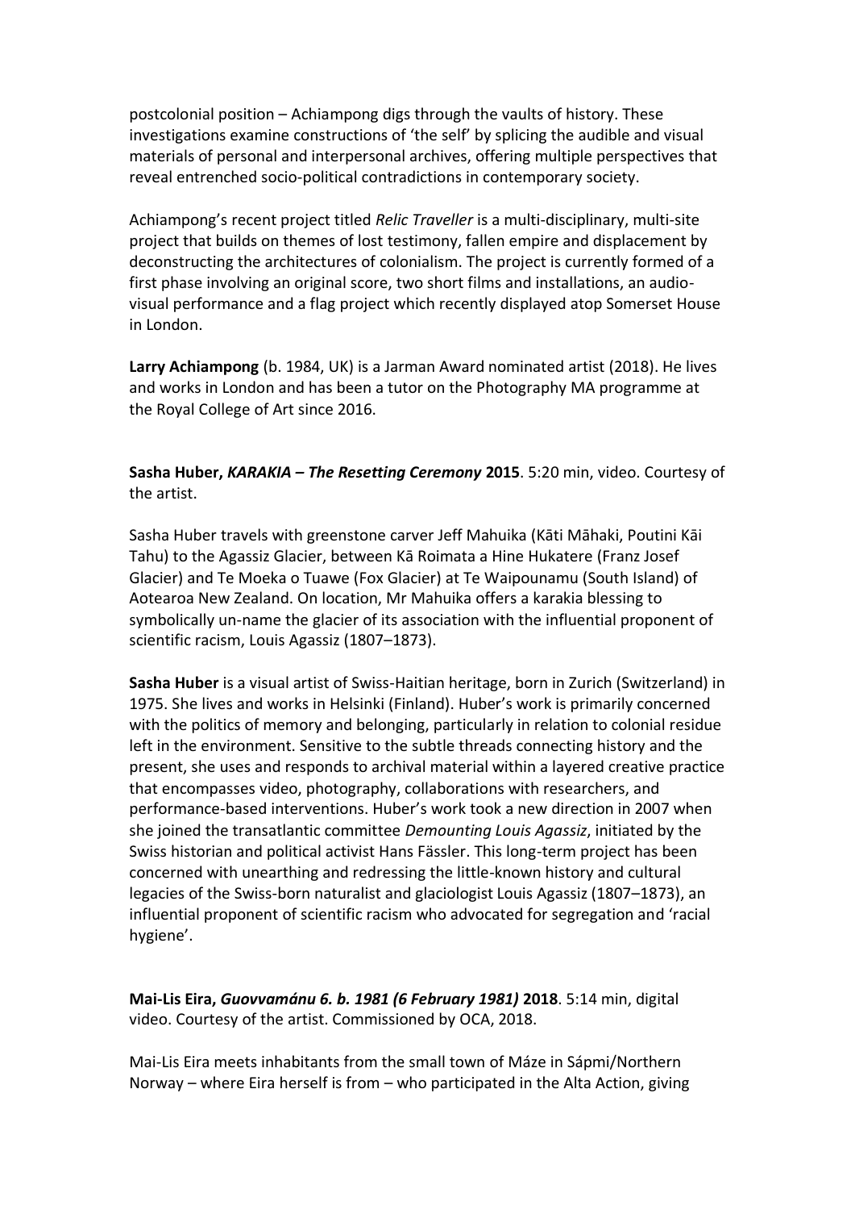postcolonial position – Achiampong digs through the vaults of history. These investigations examine constructions of 'the self' by splicing the audible and visual materials of personal and interpersonal archives, offering multiple perspectives that reveal entrenched socio-political contradictions in contemporary society.

Achiampong's recent project titled *Relic Traveller* is a multi-disciplinary, multi-site project that builds on themes of lost testimony, fallen empire and displacement by deconstructing the architectures of colonialism. The project is currently formed of a first phase involving an original score, two short films and installations, an audio-visual performance and a flag project which recently displayed atop Somerset House in London.

**Larry Achiampong** (b. 1984, UK) is a Jarman Award nominated artist (2018). He lives and works in London and has been a tutor on the Photography MA programme at the Royal College of Art since 2016.

**Sasha Huber, *KARAKIA – The Resetting Ceremony* 2015**. 5:20 min, video. Courtesy of the artist.

Sasha Huber travels with greenstone carver Jeff Mahuika (Kāti Māhaki, Poutini Kāi Tahu) to the Agassiz Glacier, between Kā Roimata a Hine Hukatere (Franz Josef Glacier) and Te Moeka o Tuawe (Fox Glacier) at Te Waipounamu (South Island) of Aotearoa New Zealand. On location, Mr Mahuika offers a karakia blessing to symbolically un-name the glacier of its association with the influential proponent of scientific racism, Louis Agassiz (1807–1873).

**Sasha Huber** is a visual artist of Swiss-Haitian heritage, born in Zurich (Switzerland) in 1975. She lives and works in Helsinki (Finland). Huber's work is primarily concerned with the politics of memory and belonging, particularly in relation to colonial residue left in the environment. Sensitive to the subtle threads connecting history and the present, she uses and responds to archival material within a layered creative practice that encompasses video, photography, collaborations with researchers, and performance-based interventions. Huber's work took a new direction in 2007 when she joined the transatlantic committee *Demounting Louis Agassiz*, initiated by the Swiss historian and political activist Hans Fässler. This long-term project has been concerned with unearthing and redressing the little-known history and cultural legacies of the Swiss-born naturalist and glaciologist Louis Agassiz (1807–1873), an influential proponent of scientific racism who advocated for segregation and 'racial hygiene'.

**Mai-Lis Eira, *Guovvamánu 6. b. 1981 (6 February 1981)* 2018**. 5:14 min, digital video. Courtesy of the artist. Commissioned by OCA, 2018.

Mai-Lis Eira meets inhabitants from the small town of Máze in Sápmi/Northern Norway – where Eira herself is from – who participated in the Alta Action, giving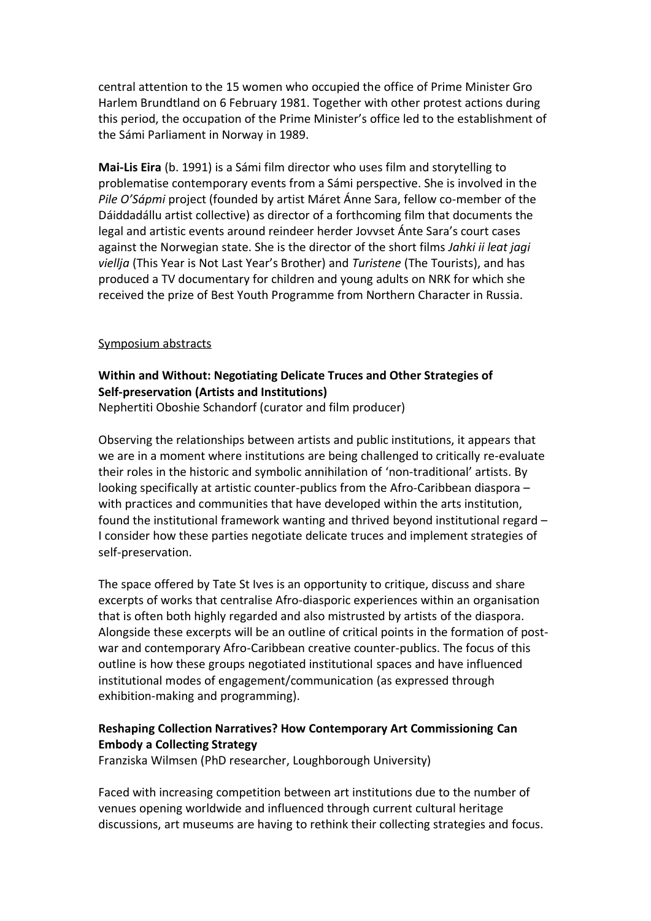central attention to the 15 women who occupied the office of Prime Minister Gro Harlem Brundtland on 6 February 1981. Together with other protest actions during this period, the occupation of the Prime Minister's office led to the establishment of the Sámi Parliament in Norway in 1989.

**Mai-Lis Eira** (b. 1991) is a Sámi film director who uses film and storytelling to problematise contemporary events from a Sámi perspective. She is involved in the *Pile O'Sápmi* project (founded by artist Máret Ánne Sara, fellow co-member of the Dáiddadállu artist collective) as director of a forthcoming film that documents the legal and artistic events around reindeer herder Jovvset Ánte Sara's court cases against the Norwegian state. She is the director of the short films *Jahki ii leat jagi viellja* (This Year is Not Last Year's Brother) and *Turistene* (The Tourists), and has produced a TV documentary for children and young adults on NRK for which she received the prize of Best Youth Programme from Northern Character in Russia.

<u>Symposium abstracts</u>

### Within and Without: Negotiating Delicate Truces and Other Strategies of Self-preservation (Artists and Institutions)

Nephertiti Oboshie Schandorf (curator and film producer)

Observing the relationships between artists and public institutions, it appears that we are in a moment where institutions are being challenged to critically re-evaluate their roles in the historic and symbolic annihilation of 'non-traditional' artists. By looking specifically at artistic counter-publics from the Afro-Caribbean diaspora – with practices and communities that have developed within the arts institution, found the institutional framework wanting and thrived beyond institutional regard – I consider how these parties negotiate delicate truces and implement strategies of self-preservation.

The space offered by Tate St Ives is an opportunity to critique, discuss and share excerpts of works that centralise Afro-diasporic experiences within an organisation that is often both highly regarded and also mistrusted by artists of the diaspora. Alongside these excerpts will be an outline of critical points in the formation of post-war and contemporary Afro-Caribbean creative counter-publics. The focus of this outline is how these groups negotiated institutional spaces and have influenced institutional modes of engagement/communication (as expressed through exhibition-making and programming).

### Reshaping Collection Narratives? How Contemporary Art Commissioning Can Embody a Collecting Strategy

Franziska Wilmsen (PhD researcher, Loughborough University)

Faced with increasing competition between art institutions due to the number of venues opening worldwide and influenced through current cultural heritage discussions, art museums are having to rethink their collecting strategies and focus.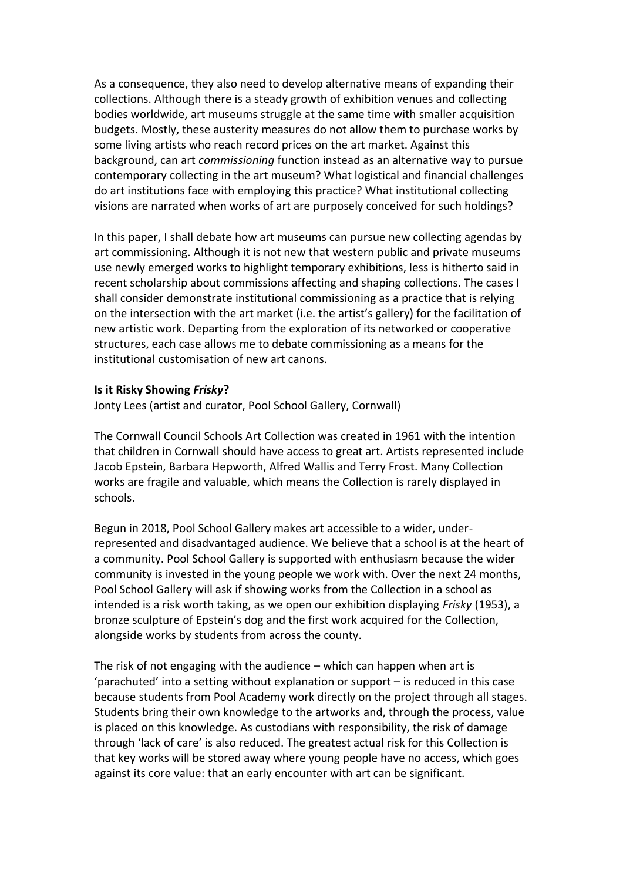As a consequence, they also need to develop alternative means of expanding their collections. Although there is a steady growth of exhibition venues and collecting bodies worldwide, art museums struggle at the same time with smaller acquisition budgets. Mostly, these austerity measures do not allow them to purchase works by some living artists who reach record prices on the art market. Against this background, can art *commissioning* function instead as an alternative way to pursue contemporary collecting in the art museum? What logistical and financial challenges do art institutions face with employing this practice? What institutional collecting visions are narrated when works of art are purposely conceived for such holdings?

In this paper, I shall debate how art museums can pursue new collecting agendas by art commissioning. Although it is not new that western public and private museums use newly emerged works to highlight temporary exhibitions, less is hitherto said in recent scholarship about commissions affecting and shaping collections. The cases I shall consider demonstrate institutional commissioning as a practice that is relying on the intersection with the art market (i.e. the artist's gallery) for the facilitation of new artistic work. Departing from the exploration of its networked or cooperative structures, each case allows me to debate commissioning as a means for the institutional customisation of new art canons.

**Is it Risky Showing *Frisky*?**

Jonty Lees (artist and curator, Pool School Gallery, Cornwall)

The Cornwall Council Schools Art Collection was created in 1961 with the intention that children in Cornwall should have access to great art. Artists represented include Jacob Epstein, Barbara Hepworth, Alfred Wallis and Terry Frost. Many Collection works are fragile and valuable, which means the Collection is rarely displayed in schools.

Begun in 2018, Pool School Gallery makes art accessible to a wider, under-represented and disadvantaged audience. We believe that a school is at the heart of a community. Pool School Gallery is supported with enthusiasm because the wider community is invested in the young people we work with. Over the next 24 months, Pool School Gallery will ask if showing works from the Collection in a school as intended is a risk worth taking, as we open our exhibition displaying *Frisky* (1953), a bronze sculpture of Epstein's dog and the first work acquired for the Collection, alongside works by students from across the county.

The risk of not engaging with the audience – which can happen when art is 'parachuted' into a setting without explanation or support – is reduced in this case because students from Pool Academy work directly on the project through all stages. Students bring their own knowledge to the artworks and, through the process, value is placed on this knowledge. As custodians with responsibility, the risk of damage through 'lack of care' is also reduced. The greatest actual risk for this Collection is that key works will be stored away where young people have no access, which goes against its core value: that an early encounter with art can be significant.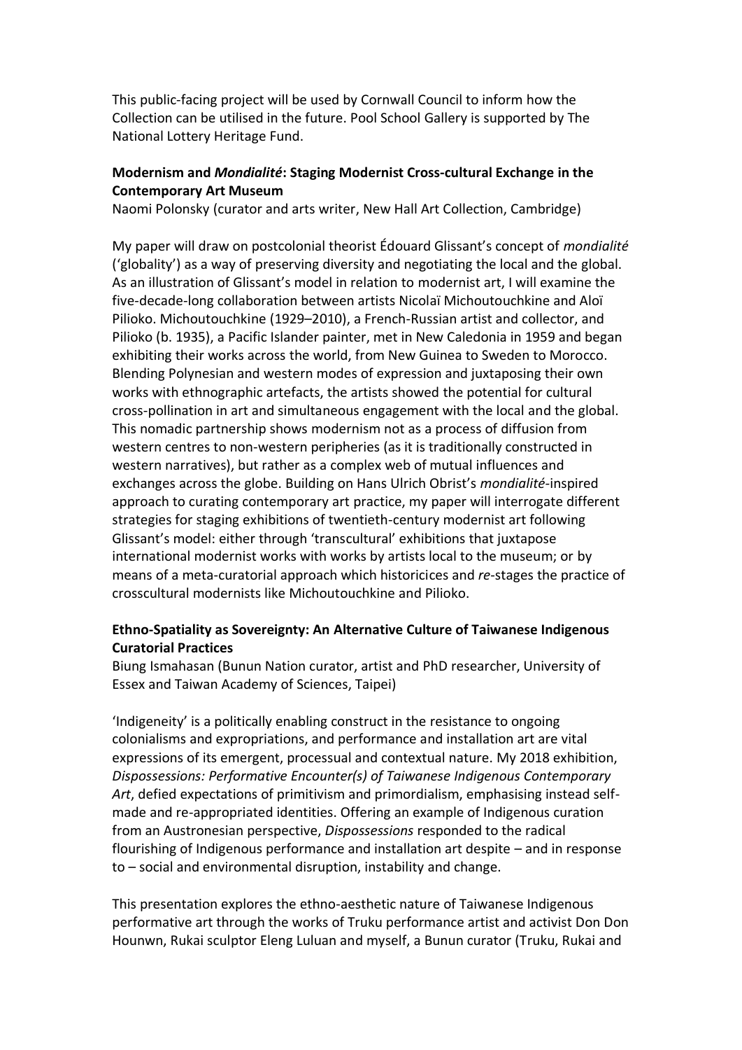This public-facing project will be used by Cornwall Council to inform how the Collection can be utilised in the future. Pool School Gallery is supported by The National Lottery Heritage Fund.

**Modernism and *Mondialité*: Staging Modernist Cross-cultural Exchange in the Contemporary Art Museum**
Naomi Polonsky (curator and arts writer, New Hall Art Collection, Cambridge)

My paper will draw on postcolonial theorist Édouard Glissant's concept of *mondialité* ('globality') as a way of preserving diversity and negotiating the local and the global. As an illustration of Glissant's model in relation to modernist art, I will examine the five-decade-long collaboration between artists Nicolaï Michoutouchkine and Aloï Pilioko. Michoutouchkine (1929–2010), a French-Russian artist and collector, and Pilioko (b. 1935), a Pacific Islander painter, met in New Caledonia in 1959 and began exhibiting their works across the world, from New Guinea to Sweden to Morocco. Blending Polynesian and western modes of expression and juxtaposing their own works with ethnographic artefacts, the artists showed the potential for cultural cross-pollination in art and simultaneous engagement with the local and the global. This nomadic partnership shows modernism not as a process of diffusion from western centres to non-western peripheries (as it is traditionally constructed in western narratives), but rather as a complex web of mutual influences and exchanges across the globe. Building on Hans Ulrich Obrist's *mondialité*-inspired approach to curating contemporary art practice, my paper will interrogate different strategies for staging exhibitions of twentieth-century modernist art following Glissant's model: either through 'transcultural' exhibitions that juxtapose international modernist works with works by artists local to the museum; or by means of a meta-curatorial approach which historicices and *re*-stages the practice of crosscultural modernists like Michoutouchkine and Pilioko.

**Ethno-Spatiality as Sovereignty: An Alternative Culture of Taiwanese Indigenous Curatorial Practices**
Biung Ismahasan (Bunun Nation curator, artist and PhD researcher, University of Essex and Taiwan Academy of Sciences, Taipei)

'Indigeneity' is a politically enabling construct in the resistance to ongoing colonialisms and expropriations, and performance and installation art are vital expressions of its emergent, processual and contextual nature. My 2018 exhibition, *Dispossessions: Performative Encounter(s) of Taiwanese Indigenous Contemporary Art*, defied expectations of primitivism and primordialism, emphasising instead self-made and re-appropriated identities. Offering an example of Indigenous curation from an Austronesian perspective, *Dispossessions* responded to the radical flourishing of Indigenous performance and installation art despite – and in response to – social and environmental disruption, instability and change.

This presentation explores the ethno-aesthetic nature of Taiwanese Indigenous performative art through the works of Truku performance artist and activist Don Don Hounwn, Rukai sculptor Eleng Luluan and myself, a Bunun curator (Truku, Rukai and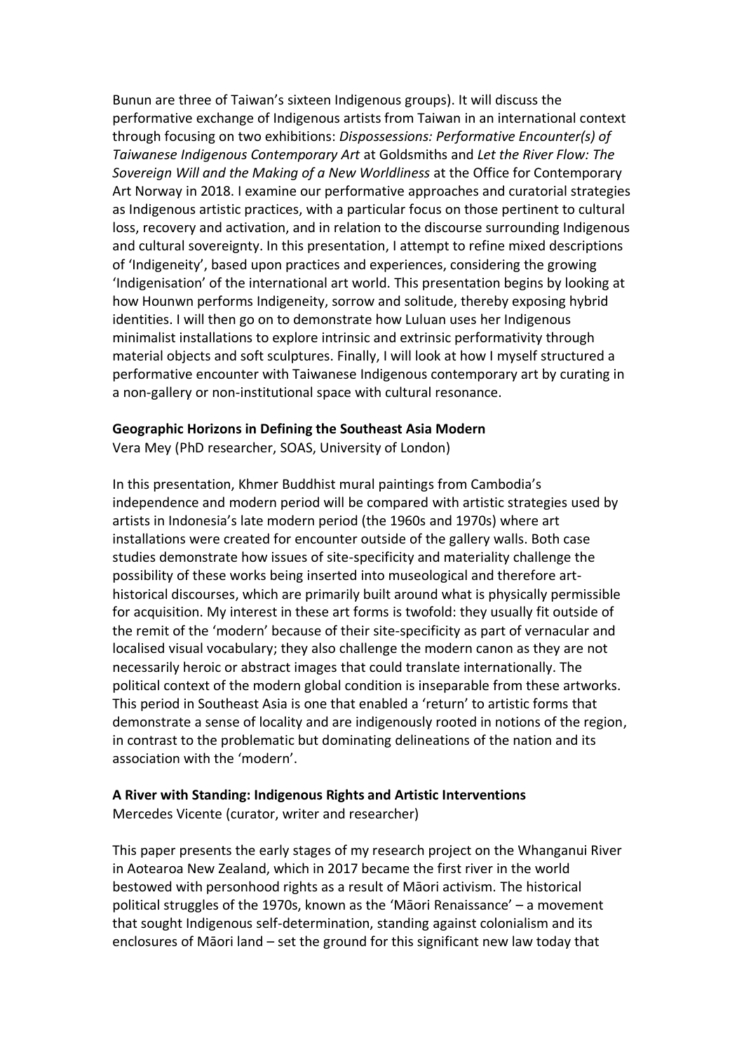Bunun are three of Taiwan's sixteen Indigenous groups). It will discuss the performative exchange of Indigenous artists from Taiwan in an international context through focusing on two exhibitions: *Dispossessions: Performative Encounter(s) of Taiwanese Indigenous Contemporary Art* at Goldsmiths and *Let the River Flow: The Sovereign Will and the Making of a New Worldliness* at the Office for Contemporary Art Norway in 2018. I examine our performative approaches and curatorial strategies as Indigenous artistic practices, with a particular focus on those pertinent to cultural loss, recovery and activation, and in relation to the discourse surrounding Indigenous and cultural sovereignty. In this presentation, I attempt to refine mixed descriptions of 'Indigeneity', based upon practices and experiences, considering the growing 'Indigenisation' of the international art world. This presentation begins by looking at how Hounwn performs Indigeneity, sorrow and solitude, thereby exposing hybrid identities. I will then go on to demonstrate how Luluan uses her Indigenous minimalist installations to explore intrinsic and extrinsic performativity through material objects and soft sculptures. Finally, I will look at how I myself structured a performative encounter with Taiwanese Indigenous contemporary art by curating in a non-gallery or non-institutional space with cultural resonance.

**Geographic Horizons in Defining the Southeast Asia Modern**
Vera Mey (PhD researcher, SOAS, University of London)

In this presentation, Khmer Buddhist mural paintings from Cambodia's independence and modern period will be compared with artistic strategies used by artists in Indonesia's late modern period (the 1960s and 1970s) where art installations were created for encounter outside of the gallery walls. Both case studies demonstrate how issues of site-specificity and materiality challenge the possibility of these works being inserted into museological and therefore art-historical discourses, which are primarily built around what is physically permissible for acquisition. My interest in these art forms is twofold: they usually fit outside of the remit of the 'modern' because of their site-specificity as part of vernacular and localised visual vocabulary; they also challenge the modern canon as they are not necessarily heroic or abstract images that could translate internationally. The political context of the modern global condition is inseparable from these artworks. This period in Southeast Asia is one that enabled a 'return' to artistic forms that demonstrate a sense of locality and are indigenously rooted in notions of the region, in contrast to the problematic but dominating delineations of the nation and its association with the 'modern'.

**A River with Standing: Indigenous Rights and Artistic Interventions**
Mercedes Vicente (curator, writer and researcher)

This paper presents the early stages of my research project on the Whanganui River in Aotearoa New Zealand, which in 2017 became the first river in the world bestowed with personhood rights as a result of Māori activism. The historical political struggles of the 1970s, known as the 'Māori Renaissance' – a movement that sought Indigenous self-determination, standing against colonialism and its enclosures of Māori land – set the ground for this significant new law today that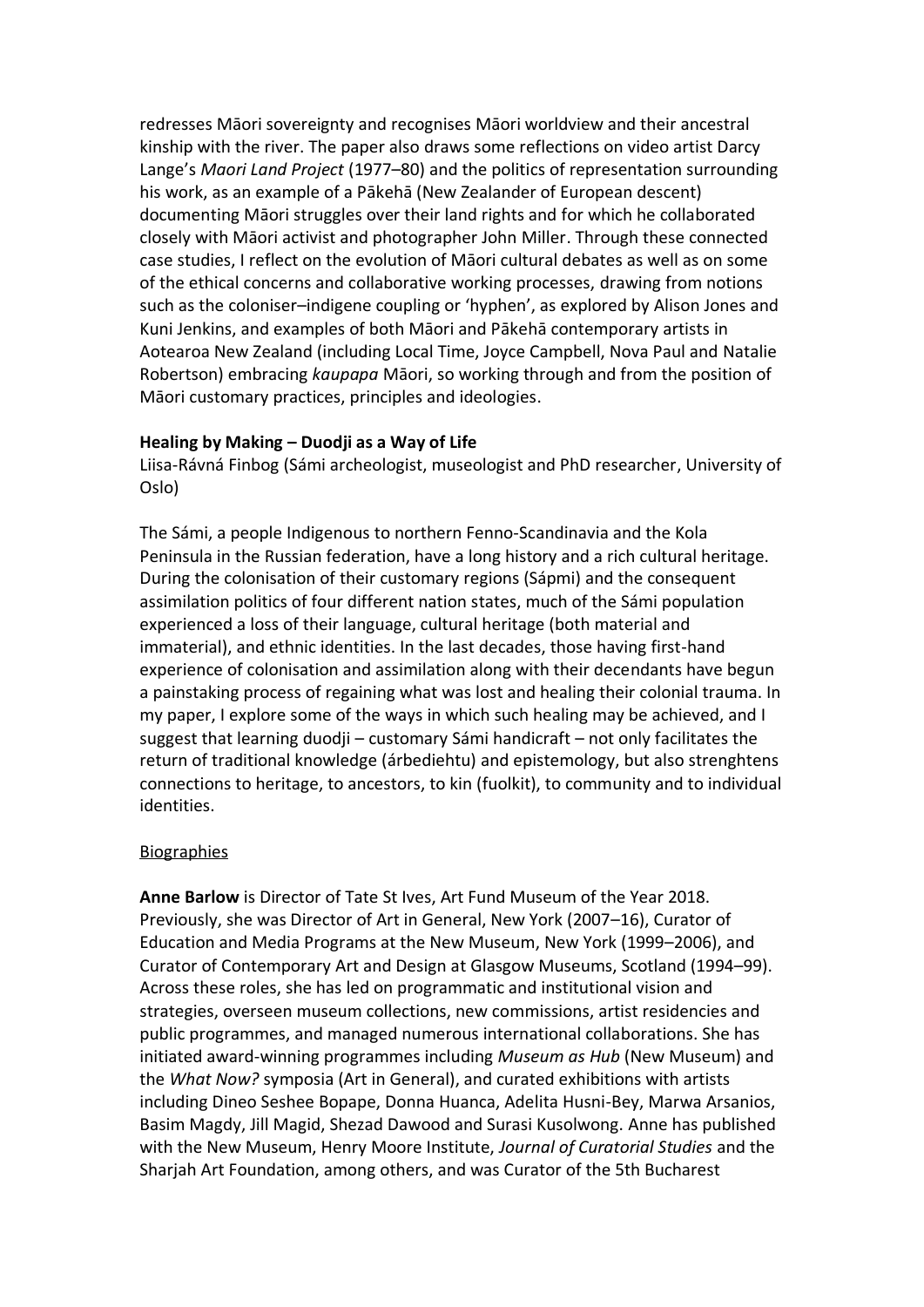redresses Māori sovereignty and recognises Māori worldview and their ancestral kinship with the river. The paper also draws some reflections on video artist Darcy Lange's *Maori Land Project* (1977–80) and the politics of representation surrounding his work, as an example of a Pākehā (New Zealander of European descent) documenting Māori struggles over their land rights and for which he collaborated closely with Māori activist and photographer John Miller. Through these connected case studies, I reflect on the evolution of Māori cultural debates as well as on some of the ethical concerns and collaborative working processes, drawing from notions such as the coloniser–indigene coupling or 'hyphen', as explored by Alison Jones and Kuni Jenkins, and examples of both Māori and Pākehā contemporary artists in Aotearoa New Zealand (including Local Time, Joyce Campbell, Nova Paul and Natalie Robertson) embracing *kaupapa* Māori, so working through and from the position of Māori customary practices, principles and ideologies.

**Healing by Making – Duodji as a Way of Life**

Liisa-Rávná Finbog (Sámi archeologist, museologist and PhD researcher, University of Oslo)

The Sámi, a people Indigenous to northern Fenno-Scandinavia and the Kola Peninsula in the Russian federation, have a long history and a rich cultural heritage. During the colonisation of their customary regions (Sápmi) and the consequent assimilation politics of four different nation states, much of the Sámi population experienced a loss of their language, cultural heritage (both material and immaterial), and ethnic identities. In the last decades, those having first-hand experience of colonisation and assimilation along with their decendants have begun a painstaking process of regaining what was lost and healing their colonial trauma. In my paper, I explore some of the ways in which such healing may be achieved, and I suggest that learning duodji – customary Sámi handicraft – not only facilitates the return of traditional knowledge (árbediehtu) and epistemology, but also strenghtens connections to heritage, to ancestors, to kin (fuolkit), to community and to individual identities.

<u>Biographies</u>

**Anne Barlow** is Director of Tate St Ives, Art Fund Museum of the Year 2018. Previously, she was Director of Art in General, New York (2007–16), Curator of Education and Media Programs at the New Museum, New York (1999–2006), and Curator of Contemporary Art and Design at Glasgow Museums, Scotland (1994–99). Across these roles, she has led on programmatic and institutional vision and strategies, overseen museum collections, new commissions, artist residencies and public programmes, and managed numerous international collaborations. She has initiated award-winning programmes including *Museum as Hub* (New Museum) and the *What Now?* symposia (Art in General), and curated exhibitions with artists including Dineo Seshee Bopape, Donna Huanca, Adelita Husni-Bey, Marwa Arsanios, Basim Magdy, Jill Magid, Shezad Dawood and Surasi Kusolwong. Anne has published with the New Museum, Henry Moore Institute, *Journal of Curatorial Studies* and the Sharjah Art Foundation, among others, and was Curator of the 5th Bucharest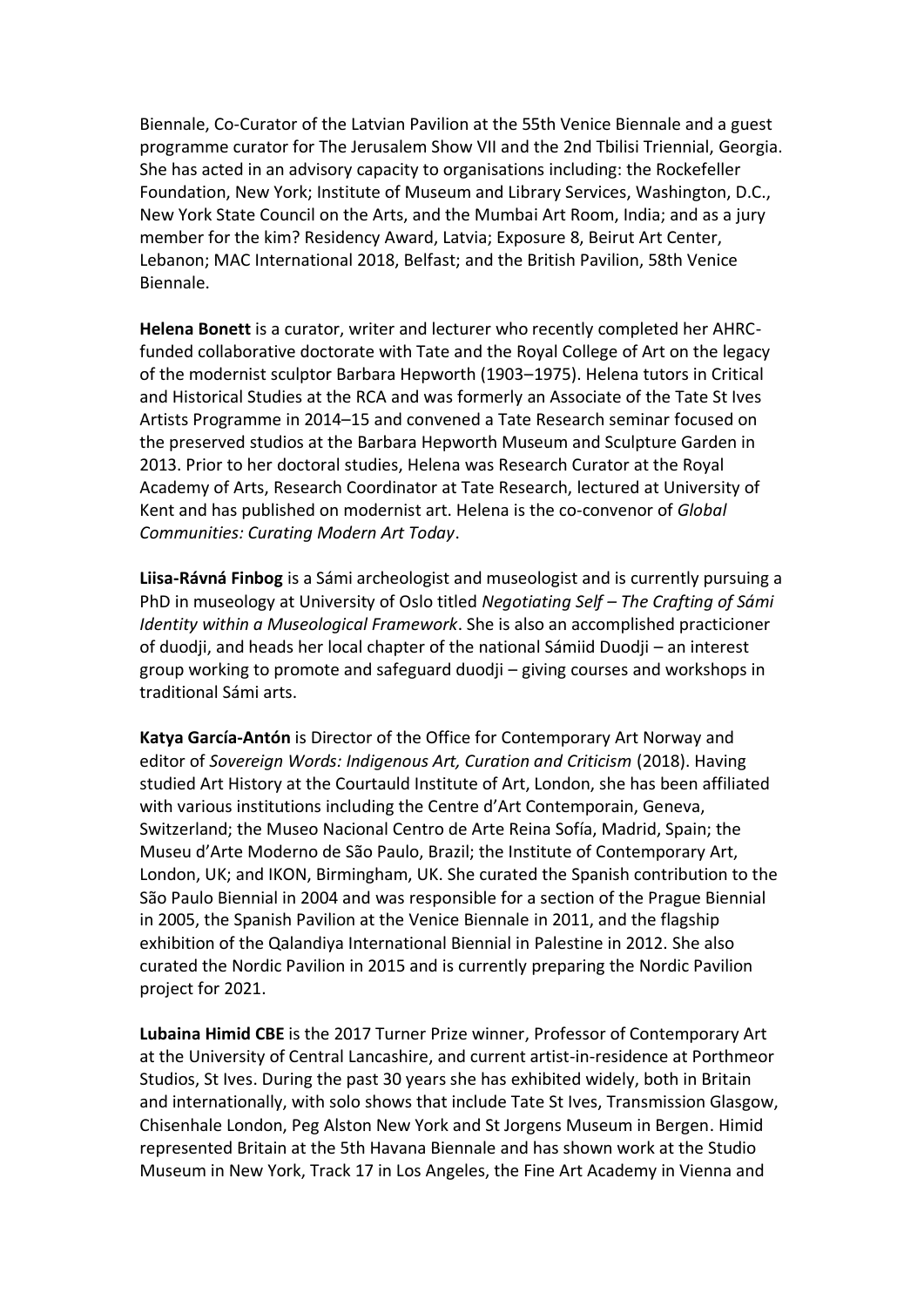Biennale, Co-Curator of the Latvian Pavilion at the 55th Venice Biennale and a guest programme curator for The Jerusalem Show VII and the 2nd Tbilisi Triennial, Georgia. She has acted in an advisory capacity to organisations including: the Rockefeller Foundation, New York; Institute of Museum and Library Services, Washington, D.C., New York State Council on the Arts, and the Mumbai Art Room, India; and as a jury member for the kim? Residency Award, Latvia; Exposure 8, Beirut Art Center, Lebanon; MAC International 2018, Belfast; and the British Pavilion, 58th Venice Biennale.

**Helena Bonett** is a curator, writer and lecturer who recently completed her AHRC-funded collaborative doctorate with Tate and the Royal College of Art on the legacy of the modernist sculptor Barbara Hepworth (1903–1975). Helena tutors in Critical and Historical Studies at the RCA and was formerly an Associate of the Tate St Ives Artists Programme in 2014–15 and convened a Tate Research seminar focused on the preserved studios at the Barbara Hepworth Museum and Sculpture Garden in 2013. Prior to her doctoral studies, Helena was Research Curator at the Royal Academy of Arts, Research Coordinator at Tate Research, lectured at University of Kent and has published on modernist art. Helena is the co-convenor of *Global Communities: Curating Modern Art Today*.

**Liisa-Rávná Finbog** is a Sámi archeologist and museologist and is currently pursuing a PhD in museology at University of Oslo titled *Negotiating Self – The Crafting of Sámi Identity within a Museological Framework*. She is also an accomplished practicioner of duodji, and heads her local chapter of the national Sámiid Duodji – an interest group working to promote and safeguard duodji – giving courses and workshops in traditional Sámi arts.

**Katya García-Antón** is Director of the Office for Contemporary Art Norway and editor of *Sovereign Words: Indigenous Art, Curation and Criticism* (2018). Having studied Art History at the Courtauld Institute of Art, London, she has been affiliated with various institutions including the Centre d'Art Contemporain, Geneva, Switzerland; the Museo Nacional Centro de Arte Reina Sofía, Madrid, Spain; the Museu d'Arte Moderno de São Paulo, Brazil; the Institute of Contemporary Art, London, UK; and IKON, Birmingham, UK. She curated the Spanish contribution to the São Paulo Biennial in 2004 and was responsible for a section of the Prague Biennial in 2005, the Spanish Pavilion at the Venice Biennale in 2011, and the flagship exhibition of the Qalandiya International Biennial in Palestine in 2012. She also curated the Nordic Pavilion in 2015 and is currently preparing the Nordic Pavilion project for 2021.

**Lubaina Himid CBE** is the 2017 Turner Prize winner, Professor of Contemporary Art at the University of Central Lancashire, and current artist-in-residence at Porthmeor Studios, St Ives. During the past 30 years she has exhibited widely, both in Britain and internationally, with solo shows that include Tate St Ives, Transmission Glasgow, Chisenhale London, Peg Alston New York and St Jorgens Museum in Bergen. Himid represented Britain at the 5th Havana Biennale and has shown work at the Studio Museum in New York, Track 17 in Los Angeles, the Fine Art Academy in Vienna and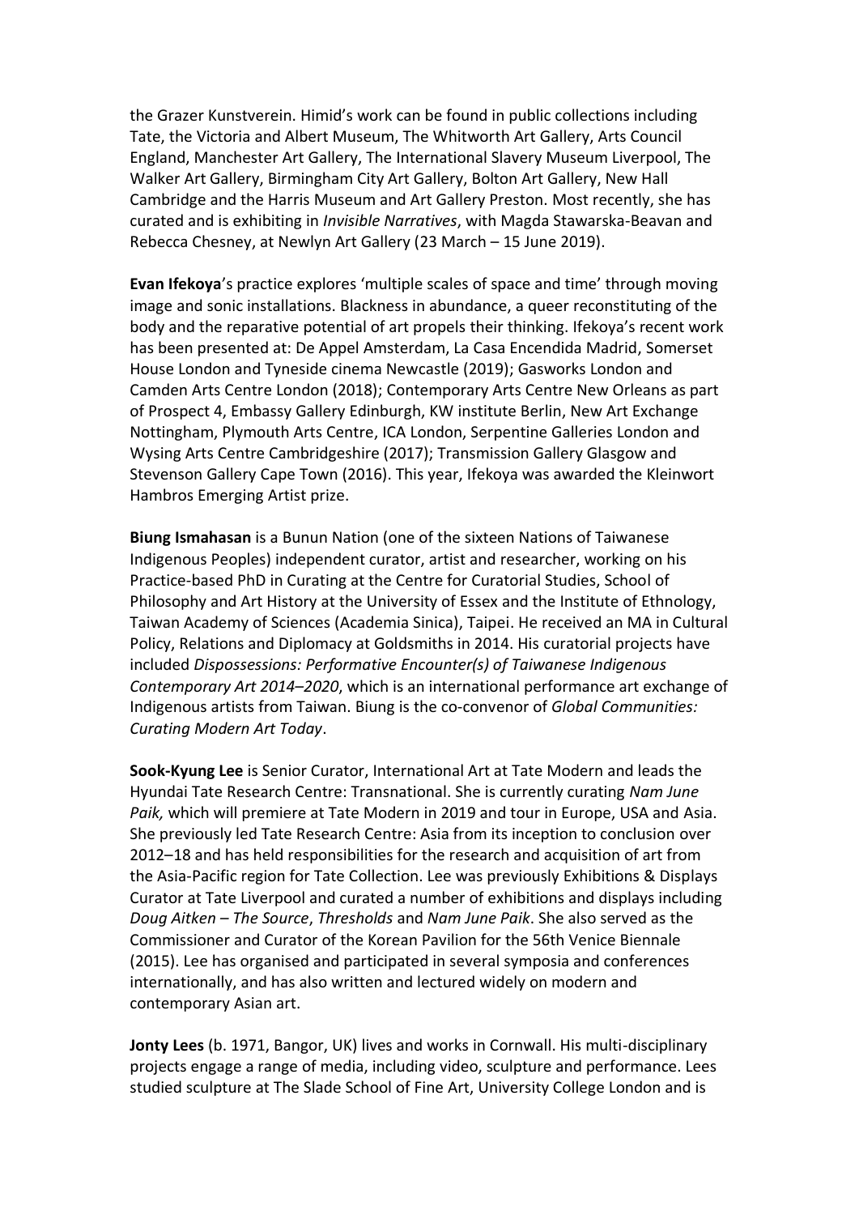the Grazer Kunstverein. Himid's work can be found in public collections including Tate, the Victoria and Albert Museum, The Whitworth Art Gallery, Arts Council England, Manchester Art Gallery, The International Slavery Museum Liverpool, The Walker Art Gallery, Birmingham City Art Gallery, Bolton Art Gallery, New Hall Cambridge and the Harris Museum and Art Gallery Preston. Most recently, she has curated and is exhibiting in *Invisible Narratives*, with Magda Stawarska-Beavan and Rebecca Chesney, at Newlyn Art Gallery (23 March – 15 June 2019).

**Evan Ifekoya**'s practice explores 'multiple scales of space and time' through moving image and sonic installations. Blackness in abundance, a queer reconstituting of the body and the reparative potential of art propels their thinking. Ifekoya's recent work has been presented at: De Appel Amsterdam, La Casa Encendida Madrid, Somerset House London and Tyneside cinema Newcastle (2019); Gasworks London and Camden Arts Centre London (2018); Contemporary Arts Centre New Orleans as part of Prospect 4, Embassy Gallery Edinburgh, KW institute Berlin, New Art Exchange Nottingham, Plymouth Arts Centre, ICA London, Serpentine Galleries London and Wysing Arts Centre Cambridgeshire (2017); Transmission Gallery Glasgow and Stevenson Gallery Cape Town (2016). This year, Ifekoya was awarded the Kleinwort Hambros Emerging Artist prize.

**Biung Ismahasan** is a Bunun Nation (one of the sixteen Nations of Taiwanese Indigenous Peoples) independent curator, artist and researcher, working on his Practice-based PhD in Curating at the Centre for Curatorial Studies, School of Philosophy and Art History at the University of Essex and the Institute of Ethnology, Taiwan Academy of Sciences (Academia Sinica), Taipei. He received an MA in Cultural Policy, Relations and Diplomacy at Goldsmiths in 2014. His curatorial projects have included *Dispossessions: Performative Encounter(s) of Taiwanese Indigenous Contemporary Art 2014–2020*, which is an international performance art exchange of Indigenous artists from Taiwan. Biung is the co-convenor of *Global Communities: Curating Modern Art Today*.

**Sook-Kyung Lee** is Senior Curator, International Art at Tate Modern and leads the Hyundai Tate Research Centre: Transnational. She is currently curating *Nam June Paik,* which will premiere at Tate Modern in 2019 and tour in Europe, USA and Asia. She previously led Tate Research Centre: Asia from its inception to conclusion over 2012–18 and has held responsibilities for the research and acquisition of art from the Asia-Pacific region for Tate Collection. Lee was previously Exhibitions & Displays Curator at Tate Liverpool and curated a number of exhibitions and displays including *Doug Aitken – The Source*, *Thresholds* and *Nam June Paik*. She also served as the Commissioner and Curator of the Korean Pavilion for the 56th Venice Biennale (2015). Lee has organised and participated in several symposia and conferences internationally, and has also written and lectured widely on modern and contemporary Asian art.

**Jonty Lees** (b. 1971, Bangor, UK) lives and works in Cornwall. His multi-disciplinary projects engage a range of media, including video, sculpture and performance. Lees studied sculpture at The Slade School of Fine Art, University College London and is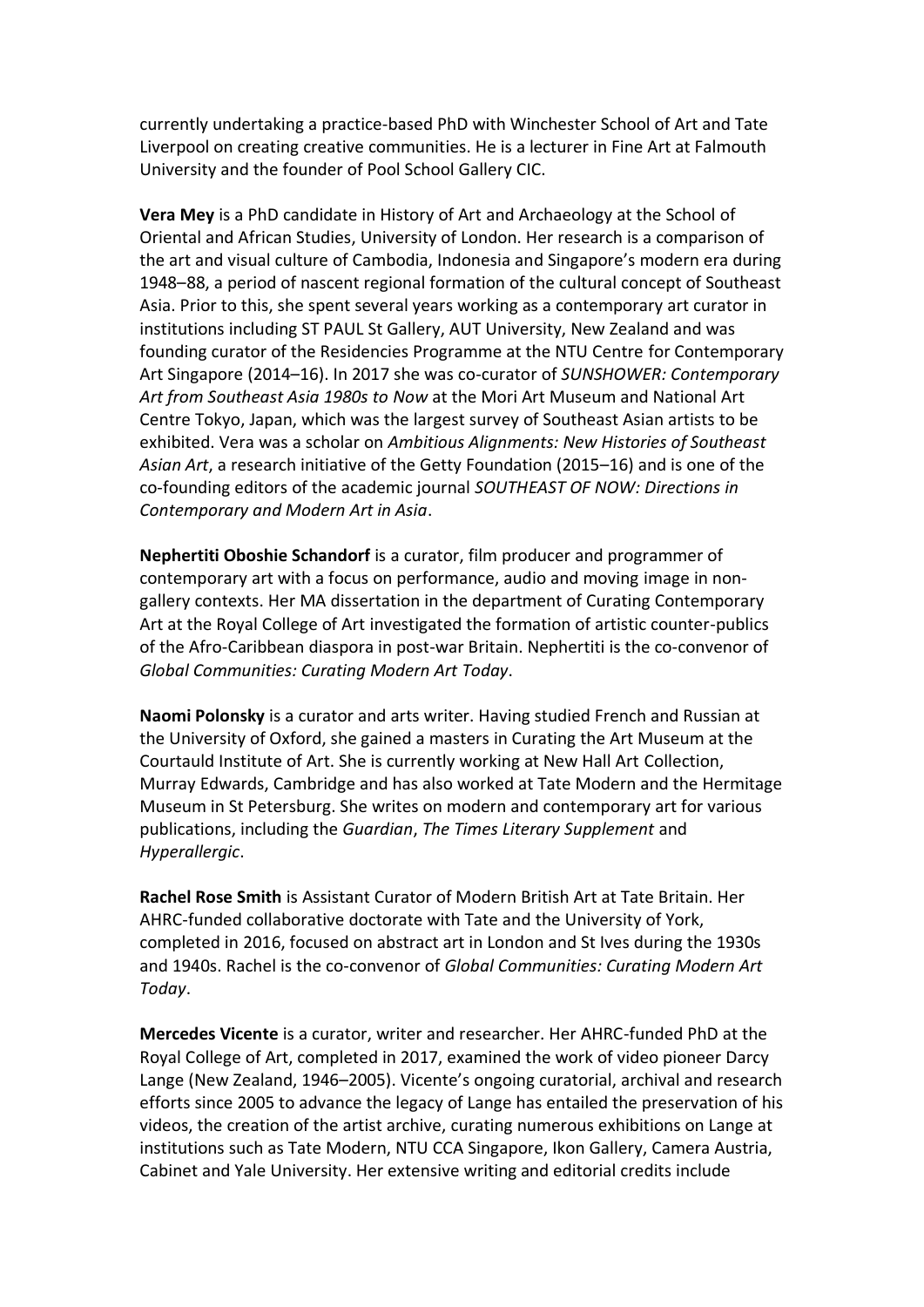currently undertaking a practice-based PhD with Winchester School of Art and Tate Liverpool on creating creative communities. He is a lecturer in Fine Art at Falmouth University and the founder of Pool School Gallery CIC.

**Vera Mey** is a PhD candidate in History of Art and Archaeology at the School of Oriental and African Studies, University of London. Her research is a comparison of the art and visual culture of Cambodia, Indonesia and Singapore's modern era during 1948–88, a period of nascent regional formation of the cultural concept of Southeast Asia. Prior to this, she spent several years working as a contemporary art curator in institutions including ST PAUL St Gallery, AUT University, New Zealand and was founding curator of the Residencies Programme at the NTU Centre for Contemporary Art Singapore (2014–16). In 2017 she was co-curator of *SUNSHOWER: Contemporary Art from Southeast Asia 1980s to Now* at the Mori Art Museum and National Art Centre Tokyo, Japan, which was the largest survey of Southeast Asian artists to be exhibited. Vera was a scholar on *Ambitious Alignments: New Histories of Southeast Asian Art*, a research initiative of the Getty Foundation (2015–16) and is one of the co-founding editors of the academic journal *SOUTHEAST OF NOW: Directions in Contemporary and Modern Art in Asia*.

**Nephertiti Oboshie Schandorf** is a curator, film producer and programmer of contemporary art with a focus on performance, audio and moving image in non-gallery contexts. Her MA dissertation in the department of Curating Contemporary Art at the Royal College of Art investigated the formation of artistic counter-publics of the Afro-Caribbean diaspora in post-war Britain. Nephertiti is the co-convenor of *Global Communities: Curating Modern Art Today*.

**Naomi Polonsky** is a curator and arts writer. Having studied French and Russian at the University of Oxford, she gained a masters in Curating the Art Museum at the Courtauld Institute of Art. She is currently working at New Hall Art Collection, Murray Edwards, Cambridge and has also worked at Tate Modern and the Hermitage Museum in St Petersburg. She writes on modern and contemporary art for various publications, including the *Guardian*, *The Times Literary Supplement* and *Hyperallergic*.

**Rachel Rose Smith** is Assistant Curator of Modern British Art at Tate Britain. Her AHRC-funded collaborative doctorate with Tate and the University of York, completed in 2016, focused on abstract art in London and St Ives during the 1930s and 1940s. Rachel is the co-convenor of *Global Communities: Curating Modern Art Today*.

**Mercedes Vicente** is a curator, writer and researcher. Her AHRC-funded PhD at the Royal College of Art, completed in 2017, examined the work of video pioneer Darcy Lange (New Zealand, 1946–2005). Vicente's ongoing curatorial, archival and research efforts since 2005 to advance the legacy of Lange has entailed the preservation of his videos, the creation of the artist archive, curating numerous exhibitions on Lange at institutions such as Tate Modern, NTU CCA Singapore, Ikon Gallery, Camera Austria, Cabinet and Yale University. Her extensive writing and editorial credits include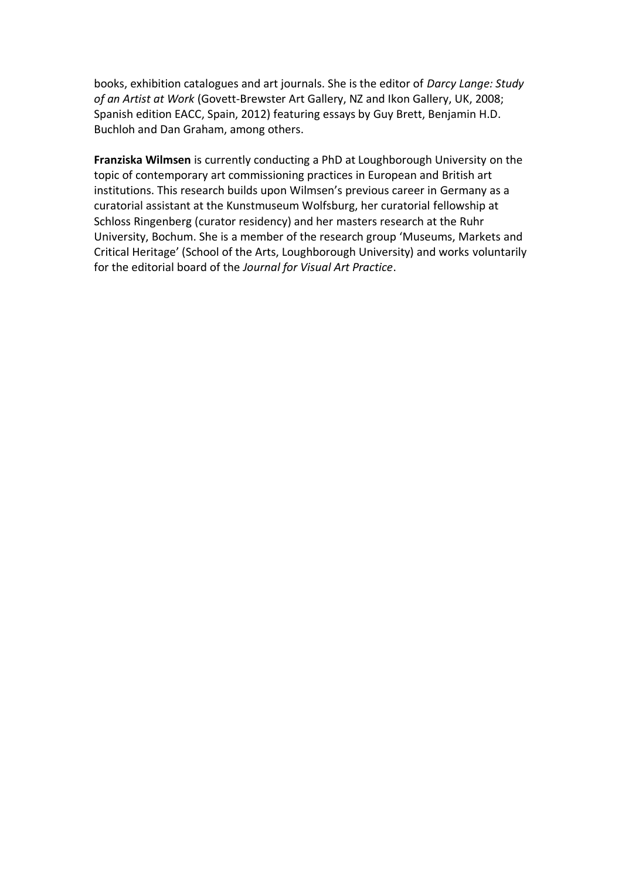books, exhibition catalogues and art journals. She is the editor of *Darcy Lange: Study of an Artist at Work* (Govett-Brewster Art Gallery, NZ and Ikon Gallery, UK, 2008; Spanish edition EACC, Spain, 2012) featuring essays by Guy Brett, Benjamin H.D. Buchloh and Dan Graham, among others.

**Franziska Wilmsen** is currently conducting a PhD at Loughborough University on the topic of contemporary art commissioning practices in European and British art institutions. This research builds upon Wilmsen's previous career in Germany as a curatorial assistant at the Kunstmuseum Wolfsburg, her curatorial fellowship at Schloss Ringenberg (curator residency) and her masters research at the Ruhr University, Bochum. She is a member of the research group 'Museums, Markets and Critical Heritage' (School of the Arts, Loughborough University) and works voluntarily for the editorial board of the *Journal for Visual Art Practice*.